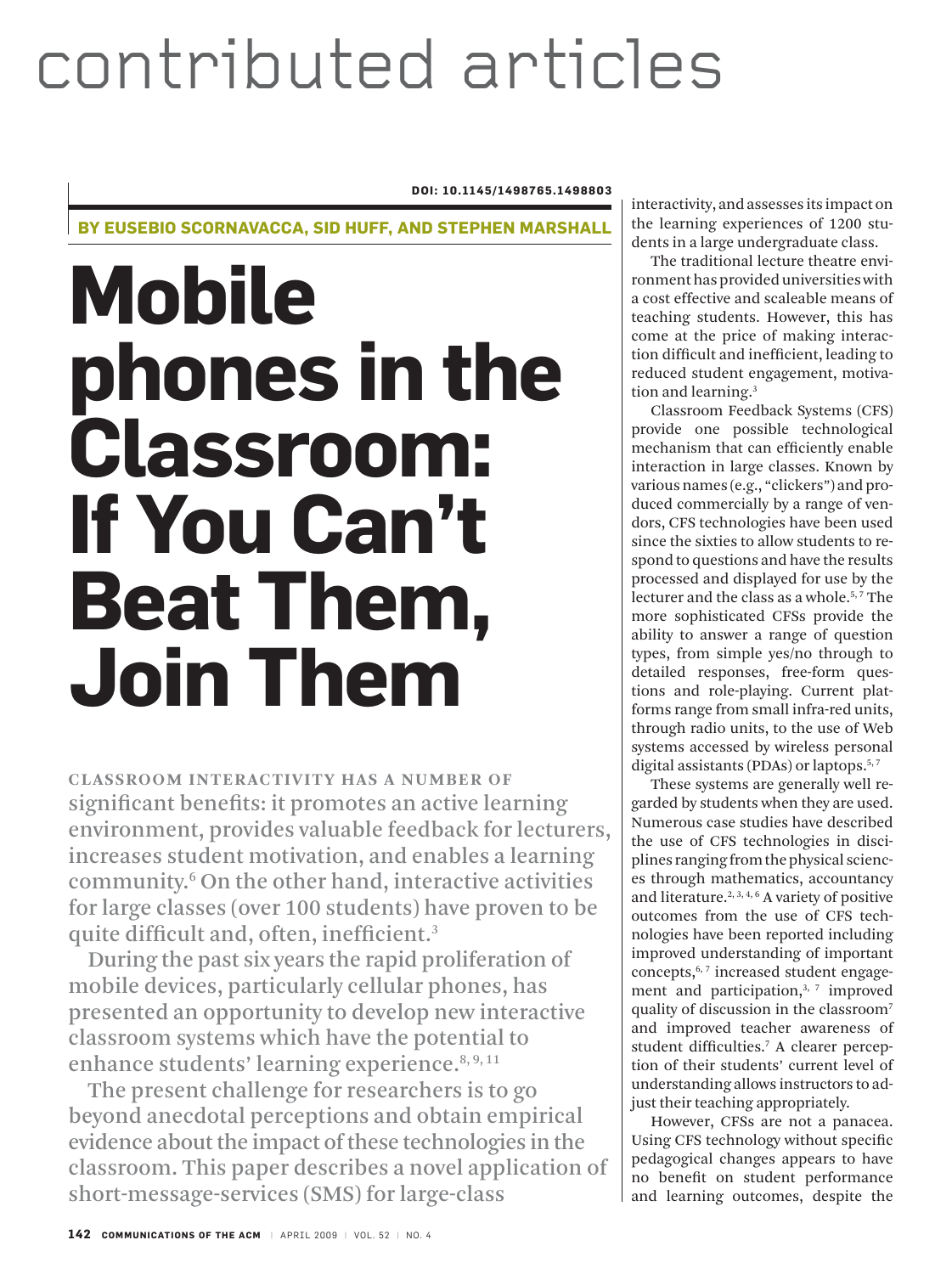DOI: 10.1145/1498765.1498803

**BY EUSEBIO SCORNAVACCA, SID HUFF, AND STEPHEN MARSHALL**

# Mobile phones in the Classroom: If You Can't Beat Them, Join Them

**CLASSROOM INTERACTIVITY HAS A NUMBER OF significant benefits: it promotes an active learning environment, provides valuable feedback for lecturers, increases student motivation, and enables a learning community.[6] On the other hand, interactive activities for large classes (over 100 students) have proven to be quite difficult and, often, inefficient.[3]**

**During the past six years the rapid proliferation of mobile devices, particularly cellular phones, has presented an opportunity to develop new interactive classroom systems which have the potential to enhance students' learning experience.[8, 9, 11]**

**The present challenge for researchers is to go beyond anecdotal perceptions and obtain empirical evidence about the impact of these technologies in the classroom. This paper describes a novel application of short-message-services (SMS) for large-class interactivity, and assesses its impact on the learning experiences of 1200 students in a large undergraduate class.**

The traditional lecture theatre environment has provided universities with a cost effective and scaleable means of teaching students. However, this has come at the price of making interaction difficult and inefficient, leading to reduced student engagement, motivation and learning.[3]

Classroom Feedback Systems (CFS) provide one possible technological mechanism that can efficiently enable interaction in large classes. Known by various names (e.g., "clickers") and produced commercially by a range of vendors, CFS technologies have been used since the sixties to allow students to respond to questions and have the results processed and displayed for use by the lecturer and the class as a whole.[5, 7] The more sophisticated CFSs provide the ability to answer a range of question types, from simple yes/no through to detailed responses, free-form questions and role-playing. Current platforms range from small infra-red units, through radio units, to the use of Web systems accessed by wireless personal digital assistants (PDAs) or laptops.[5, 7]

These systems are generally well regarded by students when they are used. Numerous case studies have described the use of CFS technologies in disciplines ranging from the physical sciences through mathematics, accountancy and literature.[2, 3, 4, 6] A variety of positive outcomes from the use of CFS technologies have been reported including improved understanding of important concepts,[6, 7] increased student engagement and participation,[3, 7] improved quality of discussion in the classroom[7] and improved teacher awareness of student difficulties.[7] A clearer perception of their students' current level of understanding allows instructors to adjust their teaching appropriately.

However, CFSs are not a panacea. Using CFS technology without specific pedagogical changes appears to have no benefit on student performance and learning outcomes, despite the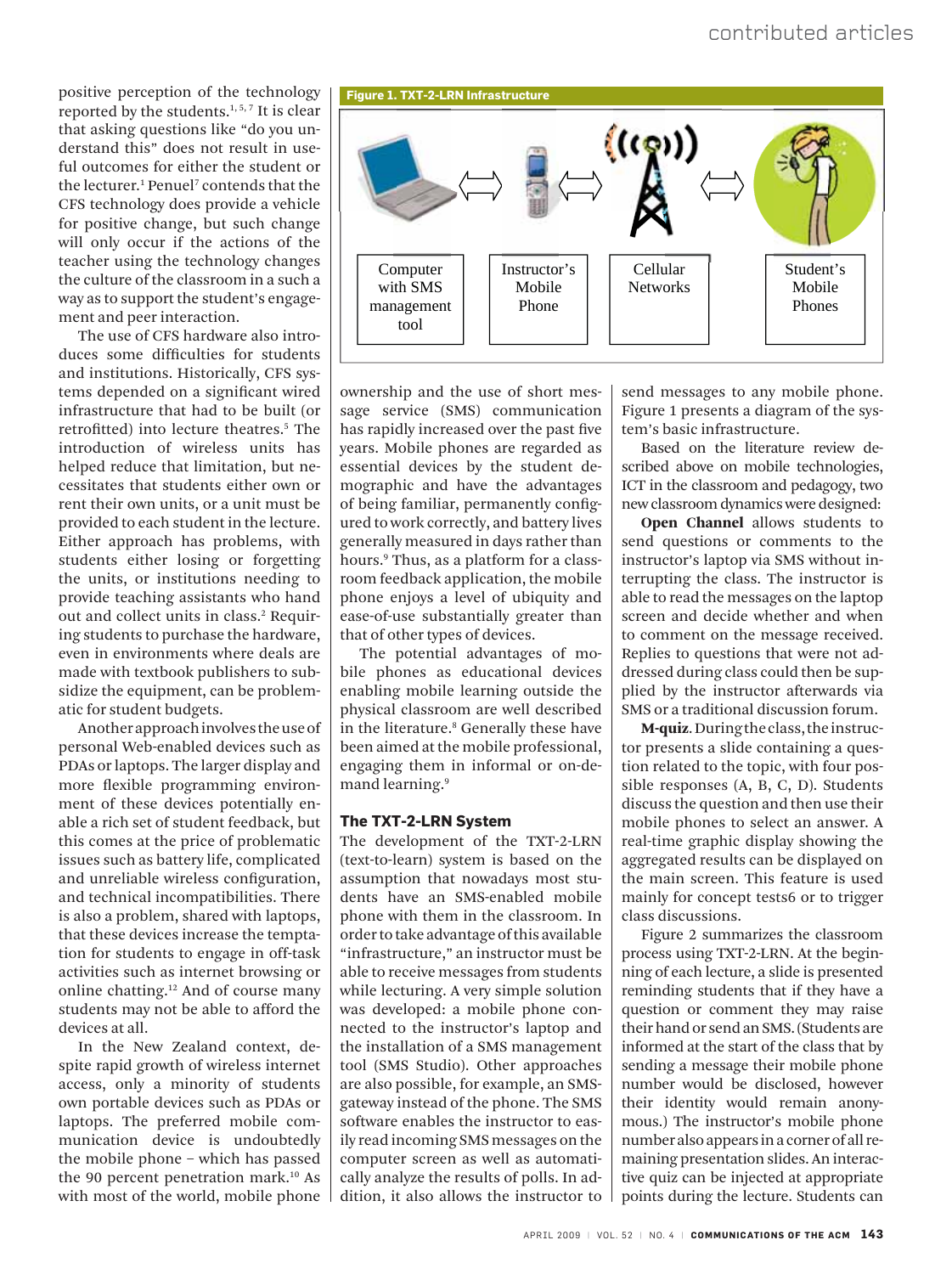positive perception of the technology reported by the students.[1,5,7] It is clear that asking questions like "do you understand this" does not result in useful outcomes for either the student or the lecturer.[1] Penuel[7] contends that the CFS technology does provide a vehicle for positive change, but such change will only occur if the actions of the teacher using the technology changes the culture of the classroom in a such a way as to support the student's engagement and peer interaction.

The use of CFS hardware also introduces some difficulties for students and institutions. Historically, CFS systems depended on a significant wired infrastructure that had to be built (or retrofitted) into lecture theatres.[5] The introduction of wireless units has helped reduce that limitation, but necessitates that students either own or rent their own units, or a unit must be provided to each student in the lecture. Either approach has problems, with students either losing or forgetting the units, or institutions needing to provide teaching assistants who hand out and collect units in class.[2] Requiring students to purchase the hardware, even in environments where deals are made with textbook publishers to subsidize the equipment, can be problematic for student budgets.

Another approach involves the use of personal Web-enabled devices such as PDAs or laptops. The larger display and more flexible programming environment of these devices potentially enable a rich set of student feedback, but this comes at the price of problematic issues such as battery life, complicated and unreliable wireless configuration, and technical incompatibilities. There is also a problem, shared with laptops, that these devices increase the temptation for students to engage in off-task activities such as internet browsing or online chatting.[12] And of course many students may not be able to afford the devices at all.

In the New Zealand context, despite rapid growth of wireless internet access, only a minority of students own portable devices such as PDAs or laptops. The preferred mobile communication device is undoubtedly the mobile phone – which has passed the 90 percent penetration mark.[10] As with most of the world, mobile phone ownership and the use of short message service (SMS) communication has rapidly increased over the past five years. Mobile phones are regarded as essential devices by the student demographic and have the advantages of being familiar, permanently configured to work correctly, and battery lives generally measured in days rather than hours.[9] Thus, as a platform for a classroom feedback application, the mobile phone enjoys a level of ubiquity and ease-of-use substantially greater than that of other types of devices.

The potential advantages of mobile phones as educational devices enabling mobile learning outside the physical classroom are well described in the literature.[8] Generally these have been aimed at the mobile professional, engaging them in informal or on-demand learning.[9]

**Figure 1. TXT-2-LRN Infrastructure**

Computer with SMS management tool
Instructor's Mobile Phone
Cellular Networks
Student's Mobile Phones

### The TXT-2-LRN System

The development of the TXT-2-LRN (text-to-learn) system is based on the assumption that nowadays most students have an SMS-enabled mobile phone with them in the classroom. In order to take advantage of this available "infrastructure," an instructor must be able to receive messages from students while lecturing. A very simple solution was developed: a mobile phone connected to the instructor's laptop and the installation of a SMS management tool (SMS Studio). Other approaches are also possible, for example, an SMS-gateway instead of the phone. The SMS software enables the instructor to easily read incoming SMS messages on the computer screen as well as automatically analyze the results of polls. In addition, it also allows the instructor to send messages to any mobile phone. Figure 1 presents a diagram of the system's basic infrastructure.

Based on the literature review described above on mobile technologies, ICT in the classroom and pedagogy, two new classroom dynamics were designed:

**Open Channel** allows students to send questions or comments to the instructor's laptop via SMS without interrupting the class. The instructor is able to read the messages on the laptop screen and decide whether and when to comment on the message received. Replies to questions that were not addressed during class could then be supplied by the instructor afterwards via SMS or a traditional discussion forum.

**M-quiz**. During the class, the instructor presents a slide containing a question related to the topic, with four possible responses (A, B, C, D). Students discuss the question and then use their mobile phones to select an answer. A real-time graphic display showing the aggregated results can be displayed on the main screen. This feature is used mainly for concept tests6 or to trigger class discussions.

Figure 2 summarizes the classroom process using TXT-2-LRN. At the beginning of each lecture, a slide is presented reminding students that if they have a question or comment they may raise their hand or send an SMS. (Students are informed at the start of the class that by sending a message their mobile phone number would be disclosed, however their identity would remain anonymous.) The instructor's mobile phone number also appears in a corner of all remaining presentation slides. An interactive quiz can be injected at appropriate points during the lecture. Students can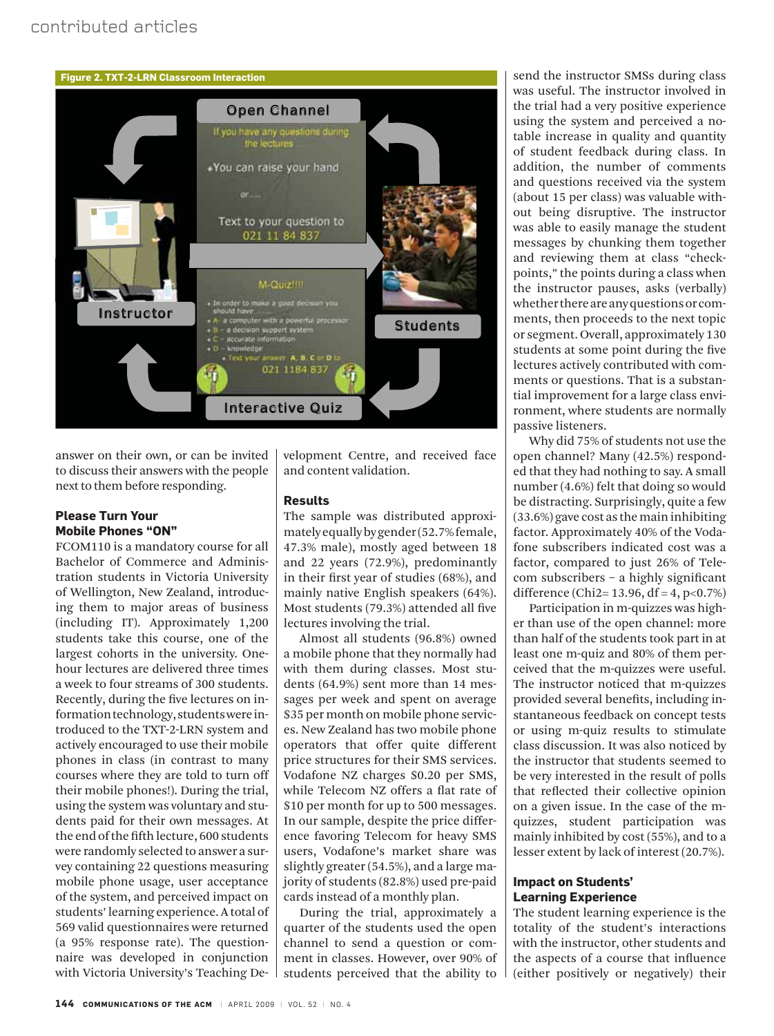**Figure 2. TXT-2-LRN Classroom Interaction**

answer on their own, or can be invited to discuss their answers with the people next to them before responding.

### Please Turn Your Mobile Phones "ON"

FCOM110 is a mandatory course for all Bachelor of Commerce and Administration students in Victoria University of Wellington, New Zealand, introducing them to major areas of business (including IT). Approximately 1,200 students take this course, one of the largest cohorts in the university. One-hour lectures are delivered three times a week to four streams of 300 students. Recently, during the five lectures on information technology, students were introduced to the TXT-2-LRN system and actively encouraged to use their mobile phones in class (in contrast to many courses where they are told to turn off their mobile phones!). During the trial, using the system was voluntary and students paid for their own messages. At the end of the fifth lecture, 600 students were randomly selected to answer a survey containing 22 questions measuring mobile phone usage, user acceptance of the system, and perceived impact on students' learning experience. A total of 569 valid questionnaires were returned (a 95% response rate). The questionnaire was developed in conjunction with Victoria University's Teaching Development Centre, and received face and content validation.

### Results

The sample was distributed approximately equally by gender (52.7% female, 47.3% male), mostly aged between 18 and 22 years (72.9%), predominantly in their first year of studies (68%), and mainly native English speakers (64%). Most students (79.3%) attended all five lectures involving the trial.

Almost all students (96.8%) owned a mobile phone that they normally had with them during classes. Most students (64.9%) sent more than 14 messages per week and spent on average $35 per month on mobile phone services. New Zealand has two mobile phone operators that offer quite different price structures for their SMS services. Vodafone NZ charges $0.20 per SMS, while Telecom NZ offers a flat rate of $10 per month for up to 500 messages. In our sample, despite the price difference favoring Telecom for heavy SMS users, Vodafone's market share was slightly greater (54.5%), and a large majority of students (82.8%) used pre-paid cards instead of a monthly plan.

During the trial, approximately a quarter of the students used the open channel to send a question or comment in classes. However, over 90% of students perceived that the ability to send the instructor SMSs during class was useful. The instructor involved in the trial had a very positive experience using the system and perceived a notable increase in quality and quantity of student feedback during class. In addition, the number of comments and questions received via the system (about 15 per class) was valuable without being disruptive. The instructor was able to easily manage the student messages by chunking them together and reviewing them at class "checkpoints," the points during a class when the instructor pauses, asks (verbally) whether there are any questions or comments, then proceeds to the next topic or segment. Overall, approximately 130 students at some point during the five lectures actively contributed with comments or questions. That is a substantial improvement for a large class environment, where students are normally passive listeners.

Why did 75% of students not use the open channel? Many (42.5%) responded that they had nothing to say. A small number (4.6%) felt that doing so would be distracting. Surprisingly, quite a few (33.6%) gave cost as the main inhibiting factor. Approximately 40% of the Vodafone subscribers indicated cost was a factor, compared to just 26% of Telecom subscribers – a highly significant difference ($Chi2 = 13.96$, $df = 4$, $p<0.7\%$)

Participation in m-quizzes was higher than use of the open channel: more than half of the students took part in at least one m-quiz and 80% of them perceived that the m-quizzes were useful. The instructor noticed that m-quizzes provided several benefits, including instantaneous feedback on concept tests or using m-quiz results to stimulate class discussion. It was also noticed by the instructor that students seemed to be very interested in the result of polls that reflected their collective opinion on a given issue. In the case of the m-quizzes, student participation was mainly inhibited by cost (55%), and to a lesser extent by lack of interest (20.7%).

### Impact on Students' Learning Experience

The student learning experience is the totality of the student's interactions with the instructor, other students and the aspects of a course that influence (either positively or negatively) their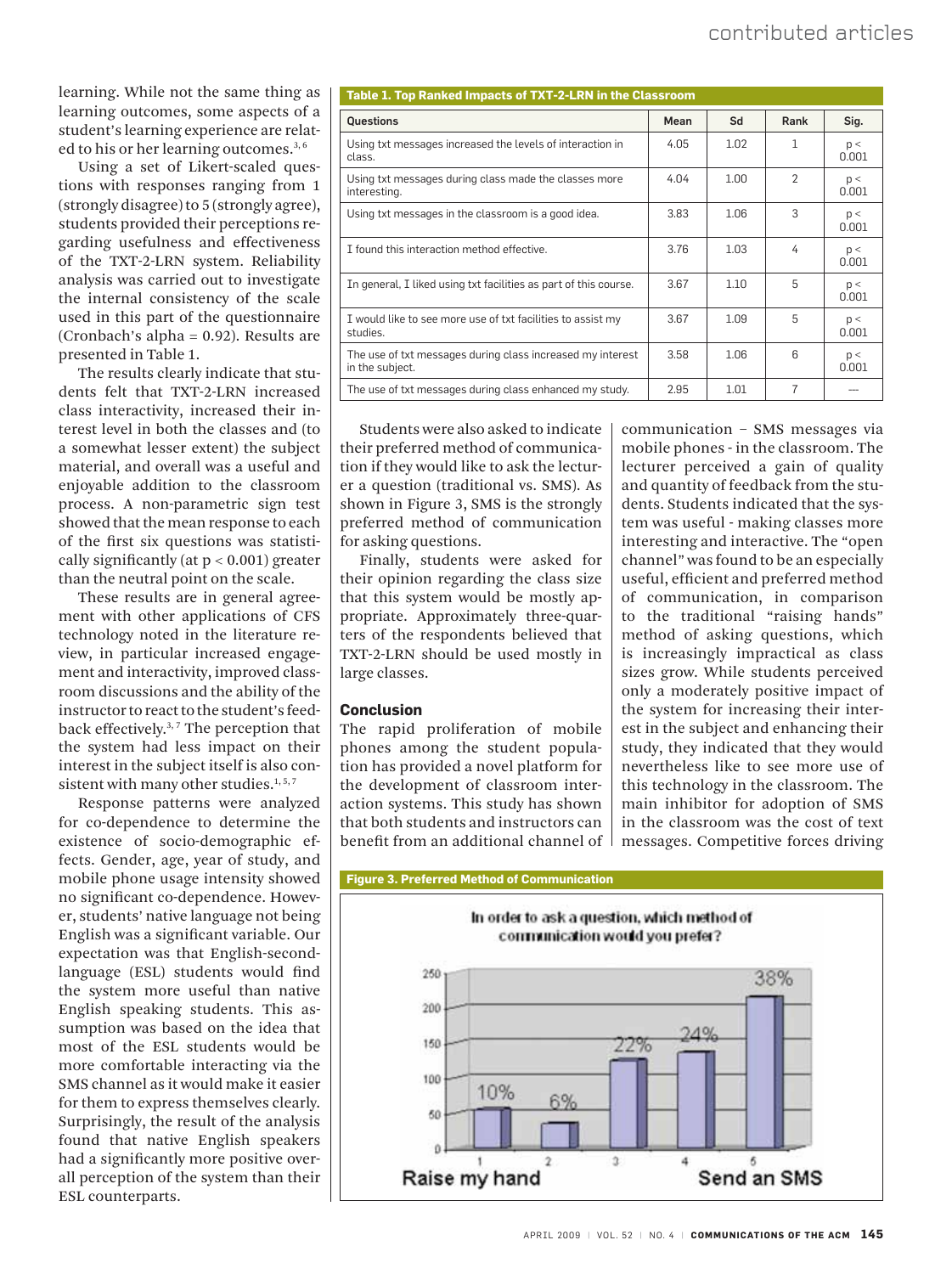learning. While not the same thing as learning outcomes, some aspects of a student's learning experience are related to his or her learning outcomes.[3,6]

Using a set of Likert-scaled questions with responses ranging from 1 (strongly disagree) to 5 (strongly agree), students provided their perceptions regarding usefulness and effectiveness of the TXT-2-LRN system. Reliability analysis was carried out to investigate the internal consistency of the scale used in this part of the questionnaire (Cronbach's alpha = 0.92). Results are presented in Table 1.

The results clearly indicate that students felt that TXT-2-LRN increased class interactivity, increased their interest level in both the classes and (to a somewhat lesser extent) the subject material, and overall was a useful and enjoyable addition to the classroom process. A non-parametric sign test showed that the mean response to each of the first six questions was statistically significantly (at $p < 0.001$) greater than the neutral point on the scale.

These results are in general agreement with other applications of CFS technology noted in the literature review, in particular increased engagement and interactivity, improved classroom discussions and the ability of the instructor to react to the student's feedback effectively.[3,7] The perception that the system had less impact on their interest in the subject itself is also consistent with many other studies.[1,5,7]

Response patterns were analyzed for co-dependence to determine the existence of socio-demographic effects. Gender, age, year of study, and mobile phone usage intensity showed no significant co-dependence. However, students' native language not being English was a significant variable. Our expectation was that English-second-language (ESL) students would find the system more useful than native English speaking students. This assumption was based on the idea that most of the ESL students would be more comfortable interacting via the SMS channel as it would make it easier for them to express themselves clearly. Surprisingly, the result of the analysis found that native English speakers had a significantly more positive overall perception of the system than their ESL counterparts.

**Table 1. Top Ranked Impacts of TXT-2-LRN in the Classroom**

| Questions | Mean | Sd | Rank | Sig. |
|---|---|---|---|---|
| Using txt messages increased the levels of interaction in class. | 4.05 | 1.02 | 1 | $p < 0.001$ |
| Using txt messages during class made the classes more interesting. | 4.04 | 1.00 | 2 | $p < 0.001$ |
| Using txt messages in the classroom is a good idea. | 3.83 | 1.06 | 3 | $p < 0.001$ |
| I found this interaction method effective. | 3.76 | 1.03 | 4 | $p < 0.001$ |
| In general, I liked using txt facilities as part of this course. | 3.67 | 1.10 | 5 | $p < 0.001$ |
| I would like to see more use of txt facilities to assist my studies. | 3.67 | 1.09 | 5 | $p < 0.001$ |
| The use of txt messages during class increased my interest in the subject. | 3.58 | 1.06 | 6 | $p < 0.001$ |
| The use of txt messages during class enhanced my study. | 2.95 | 1.01 | 7 | --- |

Students were also asked to indicate their preferred method of communication if they would like to ask the lecturer a question (traditional vs. SMS). As shown in Figure 3, SMS is the strongly preferred method of communication for asking questions.

Finally, students were asked for their opinion regarding the class size that this system would be mostly appropriate. Approximately three-quarters of the respondents believed that TXT-2-LRN should be used mostly in large classes.

## Conclusion

The rapid proliferation of mobile phones among the student population has provided a novel platform for the development of classroom interaction systems. This study has shown that both students and instructors can benefit from an additional channel of communication – SMS messages via mobile phones - in the classroom. The lecturer perceived a gain of quality and quantity of feedback from the students. Students indicated that the system was useful - making classes more interesting and interactive. The "open channel" was found to be an especially useful, efficient and preferred method of communication, in comparison to the traditional "raising hands" method of asking questions, which is increasingly impractical as class sizes grow. While students perceived only a moderately positive impact of the system for increasing their interest in the subject and enhancing their study, they indicated that they would nevertheless like to see more use of this technology in the classroom. The main inhibitor for adoption of SMS in the classroom was the cost of text messages. Competitive forces driving

**Figure 3. Preferred Method of Communication**

In order to ask a question, which method of communication would you prefer?

| Scale | 1 (Raise my hand) | 2 | 3 | 4 | 5 (Send an SMS) |
|---|---|---|---|---|---|
| Percentage | 10% | 6% | 22% | 24% | 38% |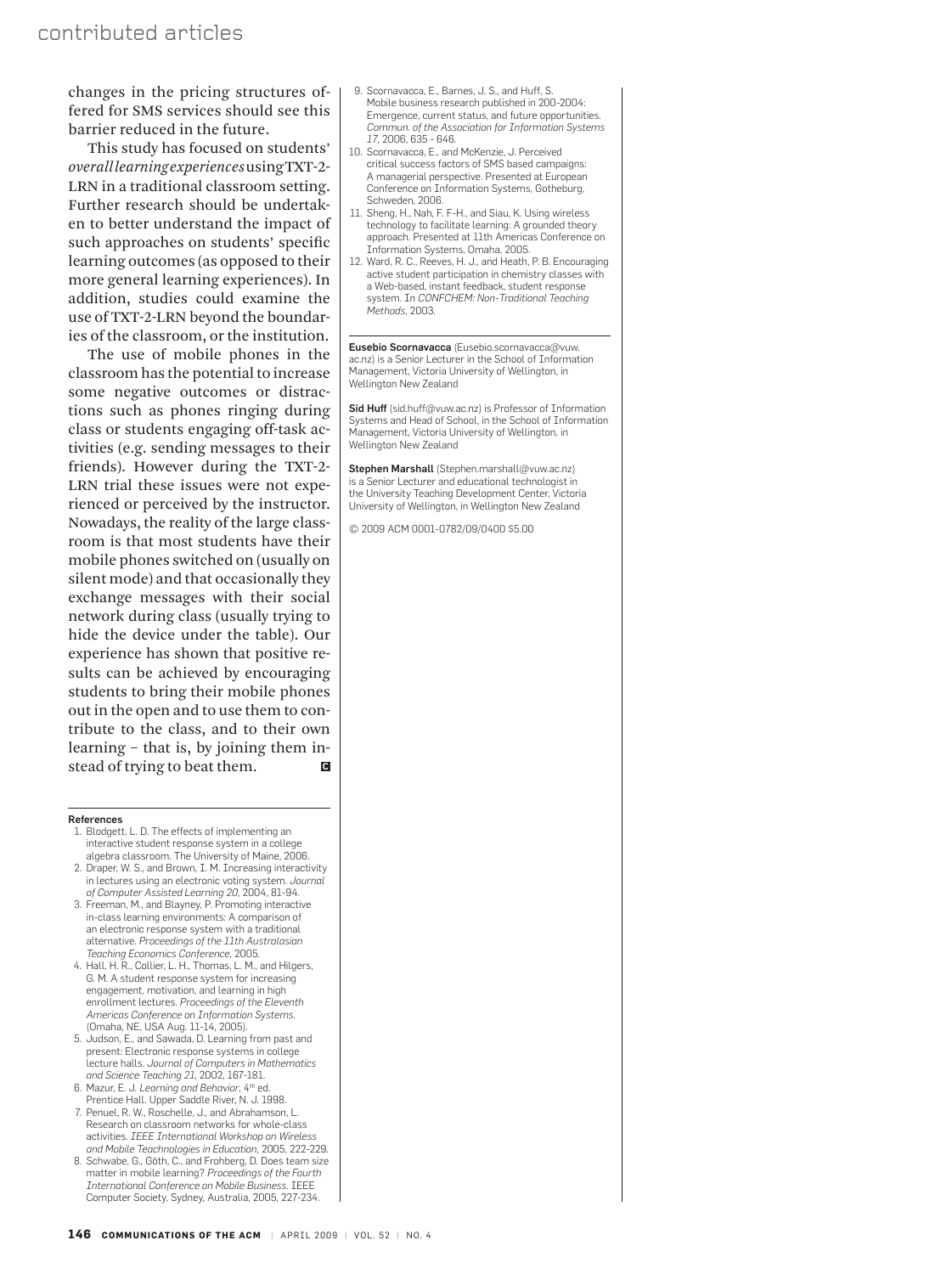changes in the pricing structures offered for SMS services should see this barrier reduced in the future.

This study has focused on students' *overall learning experiences* using TXT-2-LRN in a traditional classroom setting. Further research should be undertaken to better understand the impact of such approaches on students' specific learning outcomes (as opposed to their more general learning experiences). In addition, studies could examine the use of TXT-2-LRN beyond the boundaries of the classroom, or the institution.

The use of mobile phones in the classroom has the potential to increase some negative outcomes or distractions such as phones ringing during class or students engaging off-task activities (e.g. sending messages to their friends). However during the TXT-2-LRN trial these issues were not experienced or perceived by the instructor. Nowadays, the reality of the large classroom is that most students have their mobile phones switched on (usually on silent mode) and that occasionally they exchange messages with their social network during class (usually trying to hide the device under the table). Our experience has shown that positive results can be achieved by encouraging students to bring their mobile phones out in the open and to use them to contribute to the class, and to their own learning – that is, by joining them instead of trying to beat them.

**References**

1. Blodgett, L. D. The effects of implementing an interactive student response system in a college algebra classroom. The University of Maine, 2006.
2. Draper, W. S., and Brown, I. M. Increasing interactivity in lectures using an electronic voting system. *Journal of Computer Assisted Learning 20*, 2004, 81-94.
3. Freeman, M., and Blayney, P. Promoting interactive in-class learning environments: A comparison of an electronic response system with a traditional alternative. *Proceedings of the 11th Australasian Teaching Economics Conference*, 2005.
4. Hall, H. R., Collier, L. H., Thomas, L. M., and Hilgers, G. M. A student response system for increasing engagement, motivation, and learning in high enrollment lectures. *Proceedings of the Eleventh Americas Conference on Information Systems*. (Omaha, NE, USA Aug. 11-14, 2005).
5. Judson, E., and Sawada, D. Learning from past and present: Electronic response systems in college lecture halls. *Journal of Computers in Mathematics and Science Teaching 21*, 2002, 167-181.
6. Mazur, E. J. *Learning and Behavior*, 4th ed. Prentice Hall. Upper Saddle River, N. J. 1998.
7. Penuel, R. W., Roschelle, J., and Abrahamson, L. Research on classroom networks for whole-class activities. *IEEE International Workshop on Wireless and Mobile Teachnologies in Education*, 2005, 222-229.
8. Schwabe, G., Göth, C., and Frohberg, D. Does team size matter in mobile learning? *Proceedings of the Fourth International Conference on Mobile Business*. IEEE Computer Society, Sydney, Australia, 2005, 227-234.
9. Scornavacca, E., Barnes, J. S., and Huff, S. Mobile business research published in 200-2004: Emergence, current status, and future opportunities. *Commun. of the Association for Information Systems 17*, 2006, 635 - 646.
10. Scornavacca, E., and McKenzie, J. Perceived critical success factors of SMS based campaigns: A managerial perspective. Presented at European Conference on Information Systems, Gotheburg, Schweden, 2006.
11. Sheng, H., Nah, F. F-H., and Siau, K. Using wireless technology to facilitate learning: A grounded theory approach. Presented at 11th Americas Conference on Information Systems, Omaha, 2005.
12. Ward, R. C., Reeves, H. J., and Heath, P. B. Encouraging active student participation in chemistry classes with a Web-based, instant feedback, student response system. In *CONFCHEM: Non-Traditional Teaching Methods*, 2003.

**Eusebio Scornavacca** (Eusebio.scornavacca@vuw.ac.nz) is a Senior Lecturer in the School of Information Management, Victoria University of Wellington, in Wellington New Zealand

**Sid Huff** (sid.huff@vuw.ac.nz) is Professor of Information Systems and Head of School, in the School of Information Management, Victoria University of Wellington, in Wellington New Zealand

**Stephen Marshall** (Stephen.marshall@vuw.ac.nz) is a Senior Lecturer and educational technologist in the University Teaching Development Center, Victoria University of Wellington, in Wellington New Zealand

© 2009 ACM 0001-0782/09/0400 $5.00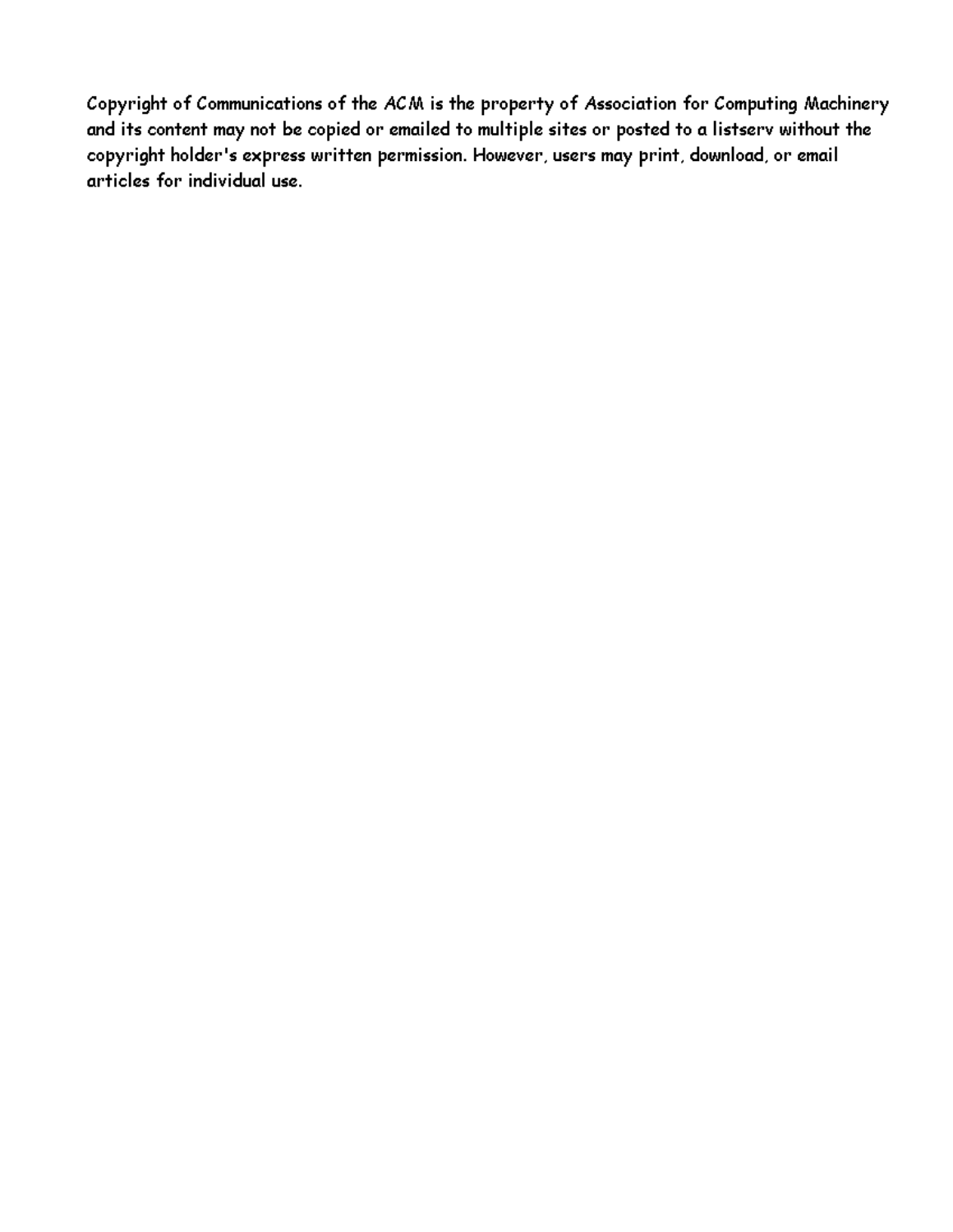Copyright of Communications of the *ACM* is the property of Association for Computing Machinery and its content may not be copied or emailed to multiple sites or posted to a listserv without the copyright holder's express written permission. However, users may print, download, or email articles for individual use.